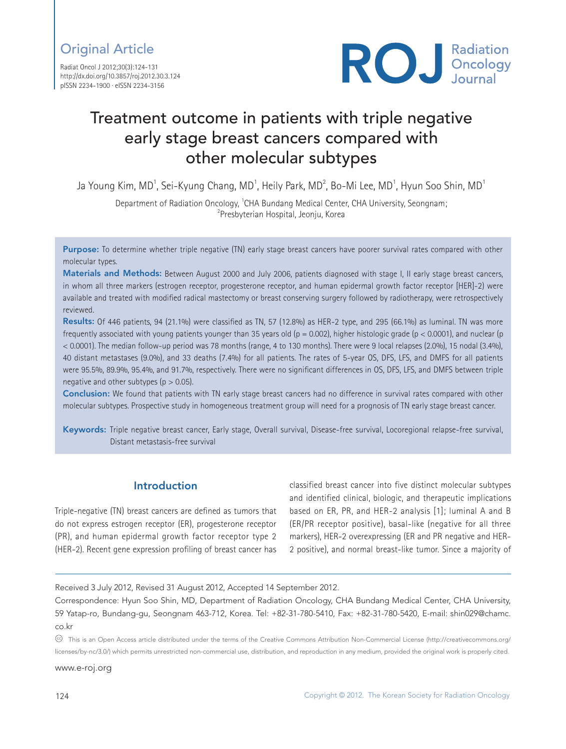Original Article

# Treatment outcome in patients with triple negative early stage breast cancers compared with other molecular subtypes

Ja Young Kim, MD[1], Sei-Kyung Chang, MD[1], Heily Park, MD[2], Bo-Mi Lee, MD[1], Hyun Soo Shin, MD[1]

Department of Radiation Oncology, [1]CHA Bundang Medical Center, CHA University, Seongnam; [2]Presbyterian Hospital, Jeonju, Korea

**Purpose:** To determine whether triple negative (TN) early stage breast cancers have poorer survival rates compared with other molecular types.

**Materials and Methods:** Between August 2000 and July 2006, patients diagnosed with stage I, II early stage breast cancers, in whom all three markers (estrogen receptor, progesterone receptor, and human epidermal growth factor receptor [HER]-2) were available and treated with modified radical mastectomy or breast conserving surgery followed by radiotherapy, were retrospectively reviewed.

**Results:** Of 446 patients, 94 (21.1%) were classified as TN, 57 (12.8%) as HER-2 type, and 295 (66.1%) as luminal. TN was more frequently associated with young patients younger than 35 years old ($p = 0.002$), higher histologic grade ($p < 0.0001$), and nuclear ($p < 0.0001$). The median follow-up period was 78 months (range, 4 to 130 months). There were 9 local relapses (2.0%), 15 nodal (3.4%), 40 distant metastases (9.0%), and 33 deaths (7.4%) for all patients. The rates of 5-year OS, DFS, LFS, and DMFS for all patients were 95.5%, 89.9%, 95.4%, and 91.7%, respectively. There were no significant differences in OS, DFS, LFS, and DMFS between triple negative and other subtypes ($p > 0.05$).

**Conclusion:** We found that patients with TN early stage breast cancers had no difference in survival rates compared with other molecular subtypes. Prospective study in homogeneous treatment group will need for a prognosis of TN early stage breast cancer.

**Keywords:** Triple negative breast cancer, Early stage, Overall survival, Disease-free survival, Locoregional relapse-free survival, Distant metastasis-free survival

## Introduction

Triple-negative (TN) breast cancers are defined as tumors that do not express estrogen receptor (ER), progesterone receptor (PR), and human epidermal growth factor receptor type 2 (HER-2). Recent gene expression profiling of breast cancer has classified breast cancer into five distinct molecular subtypes and identified clinical, biologic, and therapeutic implications based on ER, PR, and HER-2 analysis [1]; luminal A and B (ER/PR receptor positive), basal-like (negative for all three markers), HER-2 overexpressing (ER and PR negative and HER-2 positive), and normal breast-like tumor. Since a majority of

Received 3 July 2012, Revised 31 August 2012, Accepted 14 September 2012.

Correspondence: Hyun Soo Shin, MD, Department of Radiation Oncology, CHA Bundang Medical Center, CHA University, 59 Yatap-ro, Bundang-gu, Seongnam 463-712, Korea. Tel: +82-31-780-5410, Fax: +82-31-780-5420, E-mail: shin029@chamc.co.kr

This is an Open Access article distributed under the terms of the Creative Commons Attribution Non-Commercial License (http://creativecommons.org/licenses/by-nc/3.0/) which permits unrestricted non-commercial use, distribution, and reproduction in any medium, provided the original work is properly cited.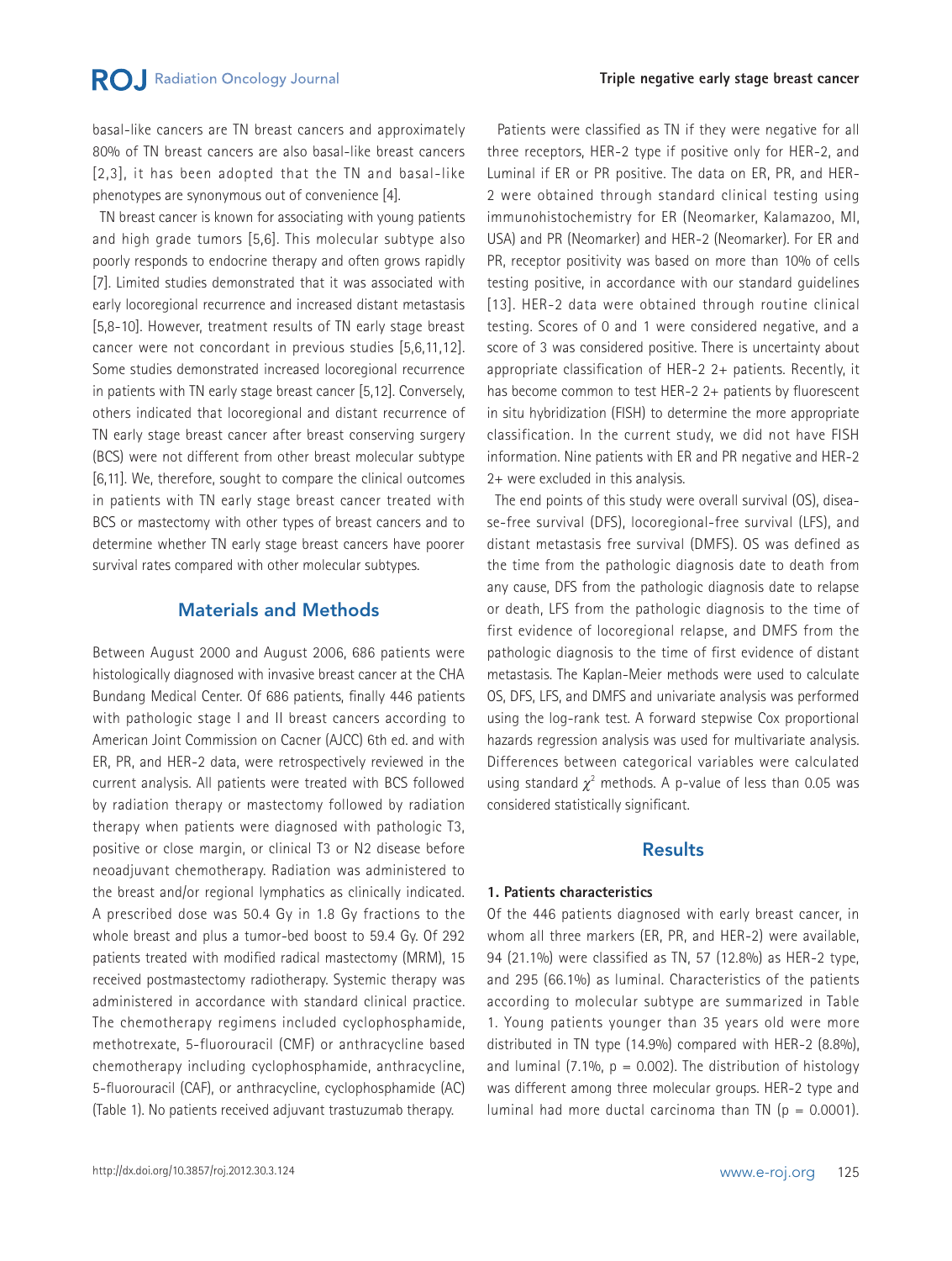basal-like cancers are TN breast cancers and approximately 80% of TN breast cancers are also basal-like breast cancers [2,3], it has been adopted that the TN and basal-like phenotypes are synonymous out of convenience [4].

TN breast cancer is known for associating with young patients and high grade tumors [5,6]. This molecular subtype also poorly responds to endocrine therapy and often grows rapidly [7]. Limited studies demonstrated that it was associated with early locoregional recurrence and increased distant metastasis [5,8-10]. However, treatment results of TN early stage breast cancer were not concordant in previous studies [5,6,11,12]. Some studies demonstrated increased locoregional recurrence in patients with TN early stage breast cancer [5,12]. Conversely, others indicated that locoregional and distant recurrence of TN early stage breast cancer after breast conserving surgery (BCS) were not different from other breast molecular subtype [6,11]. We, therefore, sought to compare the clinical outcomes in patients with TN early stage breast cancer treated with BCS or mastectomy with other types of breast cancers and to determine whether TN early stage breast cancers have poorer survival rates compared with other molecular subtypes.

## Materials and Methods

Between August 2000 and August 2006, 686 patients were histologically diagnosed with invasive breast cancer at the CHA Bundang Medical Center. Of 686 patients, finally 446 patients with pathologic stage I and II breast cancers according to American Joint Commission on Cacner (AJCC) 6th ed. and with ER, PR, and HER-2 data, were retrospectively reviewed in the current analysis. All patients were treated with BCS followed by radiation therapy or mastectomy followed by radiation therapy when patients were diagnosed with pathologic T3, positive or close margin, or clinical T3 or N2 disease before neoadjuvant chemotherapy. Radiation was administered to the breast and/or regional lymphatics as clinically indicated. A prescribed dose was 50.4 Gy in 1.8 Gy fractions to the whole breast and plus a tumor-bed boost to 59.4 Gy. Of 292 patients treated with modified radical mastectomy (MRM), 15 received postmastectomy radiotherapy. Systemic therapy was administered in accordance with standard clinical practice. The chemotherapy regimens included cyclophosphamide, methotrexate, 5-fluorouracil (CMF) or anthracycline based chemotherapy including cyclophosphamide, anthracycline, 5-fluorouracil (CAF), or anthracycline, cyclophosphamide (AC) (Table 1). No patients received adjuvant trastuzumab therapy.

Patients were classified as TN if they were negative for all three receptors, HER-2 type if positive only for HER-2, and Luminal if ER or PR positive. The data on ER, PR, and HER-2 were obtained through standard clinical testing using immunohistochemistry for ER (Neomarker, Kalamazoo, MI, USA) and PR (Neomarker) and HER-2 (Neomarker). For ER and PR, receptor positivity was based on more than 10% of cells testing positive, in accordance with our standard guidelines [13]. HER-2 data were obtained through routine clinical testing. Scores of 0 and 1 were considered negative, and a score of 3 was considered positive. There is uncertainty about appropriate classification of HER-2 2+ patients. Recently, it has become common to test HER-2 2+ patients by fluorescent in situ hybridization (FISH) to determine the more appropriate classification. In the current study, we did not have FISH information. Nine patients with ER and PR negative and HER-2 2+ were excluded in this analysis.

The end points of this study were overall survival (OS), disease-free survival (DFS), locoregional-free survival (LFS), and distant metastasis free survival (DMFS). OS was defined as the time from the pathologic diagnosis date to death from any cause, DFS from the pathologic diagnosis date to relapse or death, LFS from the pathologic diagnosis to the time of first evidence of locoregional relapse, and DMFS from the pathologic diagnosis to the time of first evidence of distant metastasis. The Kaplan-Meier methods were used to calculate OS, DFS, LFS, and DMFS and univariate analysis was performed using the log-rank test. A forward stepwise Cox proportional hazards regression analysis was used for multivariate analysis. Differences between categorical variables were calculated using standard $\chi^2$ methods. A p-value of less than 0.05 was considered statistically significant.

## Results

### 1. Patients characteristics

Of the 446 patients diagnosed with early breast cancer, in whom all three markers (ER, PR, and HER-2) were available, 94 (21.1%) were classified as TN, 57 (12.8%) as HER-2 type, and 295 (66.1%) as luminal. Characteristics of the patients according to molecular subtype are summarized in Table 1. Young patients younger than 35 years old were more distributed in TN type (14.9%) compared with HER-2 (8.8%), and luminal (7.1%, $p = 0.002$). The distribution of histology was different among three molecular groups. HER-2 type and luminal had more ductal carcinoma than TN ($p = 0.0001$).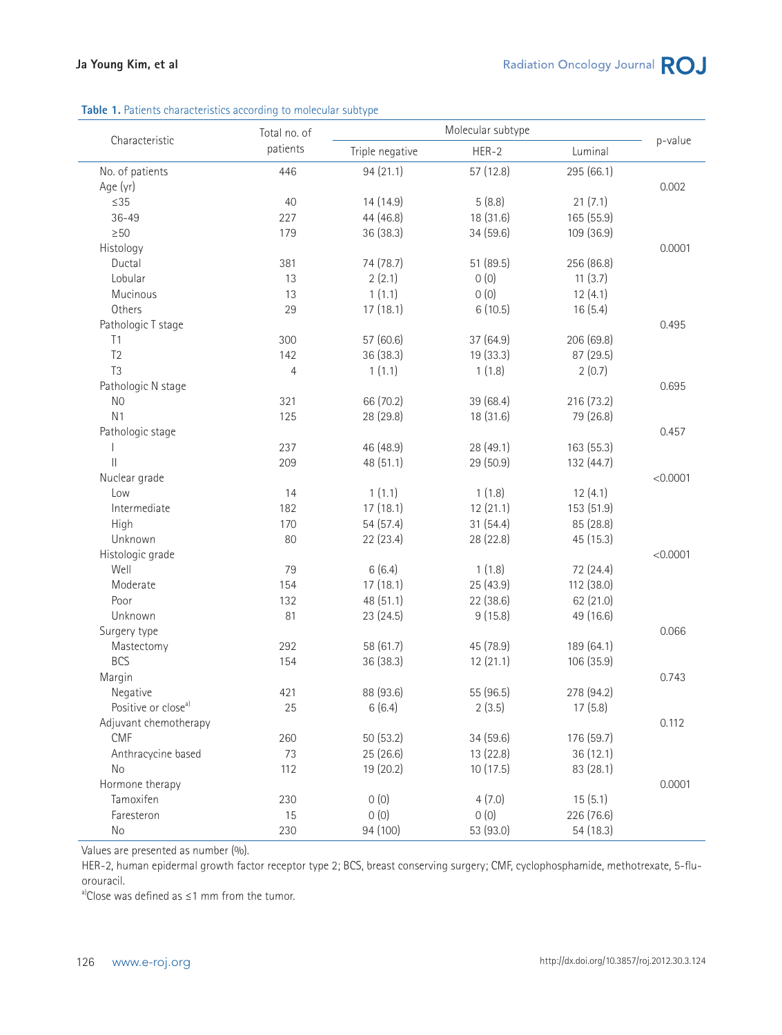**Table 1.** Patients characteristics according to molecular subtype

| Characteristic | Total no. of patients | Molecular subtype | | | p-value |
|---|---|---|---|---|---|
| | | Triple negative | HER-2 | Luminal | |
| No. of patients | 446 | 94 (21.1) | 57 (12.8) | 295 (66.1) | |
| Age (yr) | | | | | 0.002 |
| ≤35 | 40 | 14 (14.9) | 5 (8.8) | 21 (7.1) | |
| 36-49 | 227 | 44 (46.8) | 18 (31.6) | 165 (55.9) | |
| ≥50 | 179 | 36 (38.3) | 34 (59.6) | 109 (36.9) | |
| Histology | | | | | 0.0001 |
| Ductal | 381 | 74 (78.7) | 51 (89.5) | 256 (86.8) | |
| Lobular | 13 | 2 (2.1) | 0 (0) | 11 (3.7) | |
| Mucinous | 13 | 1 (1.1) | 0 (0) | 12 (4.1) | |
| Others | 29 | 17 (18.1) | 6 (10.5) | 16 (5.4) | |
| Pathologic T stage | | | | | 0.495 |
| T1 | 300 | 57 (60.6) | 37 (64.9) | 206 (69.8) | |
| T2 | 142 | 36 (38.3) | 19 (33.3) | 87 (29.5) | |
| T3 | 4 | 1 (1.1) | 1 (1.8) | 2 (0.7) | |
| Pathologic N stage | | | | | 0.695 |
| N0 | 321 | 66 (70.2) | 39 (68.4) | 216 (73.2) | |
| N1 | 125 | 28 (29.8) | 18 (31.6) | 79 (26.8) | |
| Pathologic stage | | | | | 0.457 |
| I | 237 | 46 (48.9) | 28 (49.1) | 163 (55.3) | |
| II | 209 | 48 (51.1) | 29 (50.9) | 132 (44.7) | |
| Nuclear grade | | | | | <0.0001 |
| Low | 14 | 1 (1.1) | 1 (1.8) | 12 (4.1) | |
| Intermediate | 182 | 17 (18.1) | 12 (21.1) | 153 (51.9) | |
| High | 170 | 54 (57.4) | 31 (54.4) | 85 (28.8) | |
| Unknown | 80 | 22 (23.4) | 28 (22.8) | 45 (15.3) | |
| Histologic grade | | | | | <0.0001 |
| Well | 79 | 6 (6.4) | 1 (1.8) | 72 (24.4) | |
| Moderate | 154 | 17 (18.1) | 25 (43.9) | 112 (38.0) | |
| Poor | 132 | 48 (51.1) | 22 (38.6) | 62 (21.0) | |
| Unknown | 81 | 23 (24.5) | 9 (15.8) | 49 (16.6) | |
| Surgery type | | | | | 0.066 |
| Mastectomy | 292 | 58 (61.7) | 45 (78.9) | 189 (64.1) | |
| BCS | 154 | 36 (38.3) | 12 (21.1) | 106 (35.9) | |
| Margin | | | | | 0.743 |
| Negative | 421 | 88 (93.6) | 55 (96.5) | 278 (94.2) | |
| Positive or close[a] | 25 | 6 (6.4) | 2 (3.5) | 17 (5.8) | |
| Adjuvant chemotherapy | | | | | 0.112 |
| CMF | 260 | 50 (53.2) | 34 (59.6) | 176 (59.7) | |
| Anthracycine based | 73 | 25 (26.6) | 13 (22.8) | 36 (12.1) | |
| No | 112 | 19 (20.2) | 10 (17.5) | 83 (28.1) | |
| Hormone therapy | | | | | 0.0001 |
| Tamoxifen | 230 | 0 (0) | 4 (7.0) | 15 (5.1) | |
| Faresteron | 15 | 0 (0) | 0 (0) | 226 (76.6) | |
| No | 230 | 94 (100) | 53 (93.0) | 54 (18.3) | |

Values are presented as number (%).

HER-2, human epidermal growth factor receptor type 2; BCS, breast conserving surgery; CMF, cyclophosphamide, methotrexate, 5-fluorouracil.

[a]Close was defined as ≤1 mm from the tumor.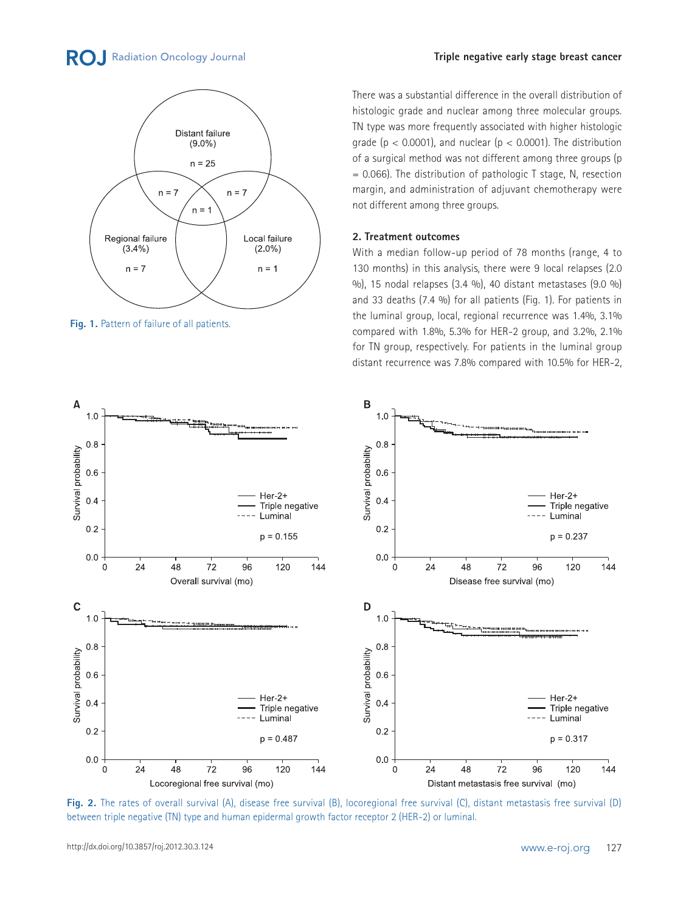There was a substantial difference in the overall distribution of histologic grade and nuclear among three molecular groups. TN type was more frequently associated with higher histologic grade ($p < 0.0001$), and nuclear ($p < 0.0001$). The distribution of a surgical method was not different among three groups ($p = 0.066$). The distribution of pathologic T stage, N, resection margin, and administration of adjuvant chemotherapy were not different among three groups.

Fig. 1. Pattern of failure of all patients.

### 2. Treatment outcomes

With a median follow-up period of 78 months (range, 4 to 130 months) in this analysis, there were 9 local relapses (2.0 %), 15 nodal relapses (3.4 %), 40 distant metastases (9.0 %) and 33 deaths (7.4 %) for all patients (Fig. 1). For patients in the luminal group, local, regional recurrence was 1.4%, 3.1% compared with 1.8%, 5.3% for HER-2 group, and 3.2%, 2.1% for TN group, respectively. For patients in the luminal group distant recurrence was 7.8% compared with 10.5% for HER-2,

Fig. 2. The rates of overall survival (A), disease free survival (B), locoregional free survival (C), distant metastasis free survival (D) between triple negative (TN) type and human epidermal growth factor receptor 2 (HER-2) or luminal.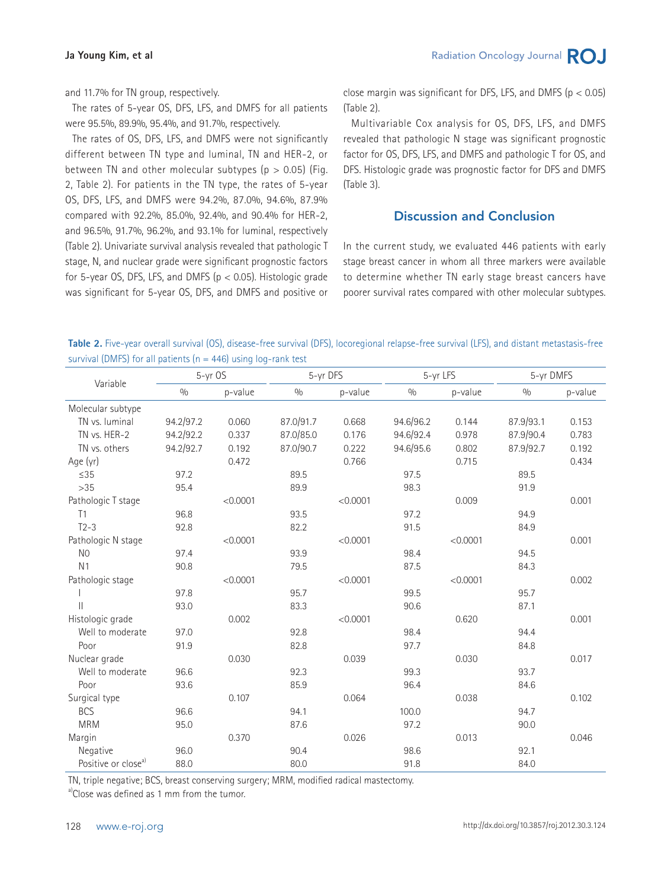and 11.7% for TN group, respectively.

The rates of 5-year OS, DFS, LFS, and DMFS for all patients were 95.5%, 89.9%, 95.4%, and 91.7%, respectively.

The rates of OS, DFS, LFS, and DMFS were not significantly different between TN type and luminal, TN and HER-2, or between TN and other molecular subtypes ($p > 0.05$) (Fig. 2, Table 2). For patients in the TN type, the rates of 5-year OS, DFS, LFS, and DMFS were 94.2%, 87.0%, 94.6%, 87.9% compared with 92.2%, 85.0%, 92.4%, and 90.4% for HER-2, and 96.5%, 91.7%, 96.2%, and 93.1% for luminal, respectively (Table 2). Univariate survival analysis revealed that pathologic T stage, N, and nuclear grade were significant prognostic factors for 5-year OS, DFS, LFS, and DMFS ($p < 0.05$). Histologic grade was significant for 5-year OS, DFS, and DMFS and positive or close margin was significant for DFS, LFS, and DMFS ($p < 0.05$) (Table 2).

Multivariable Cox analysis for OS, DFS, LFS, and DMFS revealed that pathologic N stage was significant prognostic factor for OS, DFS, LFS, and DMFS and pathologic T for OS, and DFS. Histologic grade was prognostic factor for DFS and DMFS (Table 3).

## Discussion and Conclusion

In the current study, we evaluated 446 patients with early stage breast cancer in whom all three markers were available to determine whether TN early stage breast cancers have poorer survival rates compared with other molecular subtypes.

**Table 2.** Five-year overall survival (OS), disease-free survival (DFS), locoregional relapse-free survival (LFS), and distant metastasis-free survival (DMFS) for all patients (n = 446) using log-rank test

| Variable | 5-yr OS | | 5-yr DFS | | 5-yr LFS | | 5-yr DMFS | |
|---|---|---|---|---|---|---|---|---|
| | % | p-value | % | p-value | % | p-value | % | p-value |
| Molecular subtype | | | | | | | | |
| TN vs. luminal | 94.2/97.2 | 0.060 | 87.0/91.7 | 0.668 | 94.6/96.2 | 0.144 | 87.9/93.1 | 0.153 |
| TN vs. HER-2 | 94.2/92.2 | 0.337 | 87.0/85.0 | 0.176 | 94.6/92.4 | 0.978 | 87.9/90.4 | 0.783 |
| TN vs. others | 94.2/92.7 | 0.192 | 87.0/90.7 | 0.222 | 94.6/95.6 | 0.802 | 87.9/92.7 | 0.192 |
| Age (yr) | | 0.472 | | 0.766 | | 0.715 | | 0.434 |
| ≤35 | 97.2 | | 89.5 | | 97.5 | | 89.5 | |
| >35 | 95.4 | | 89.9 | | 98.3 | | 91.9 | |
| Pathologic T stage | | <0.0001 | | <0.0001 | | 0.009 | | 0.001 |
| T1 | 96.8 | | 93.5 | | 97.2 | | 94.9 | |
| T2-3 | 92.8 | | 82.2 | | 91.5 | | 84.9 | |
| Pathologic N stage | | <0.0001 | | <0.0001 | | <0.0001 | | 0.001 |
| N0 | 97.4 | | 93.9 | | 98.4 | | 94.5 | |
| N1 | 90.8 | | 79.5 | | 87.5 | | 84.3 | |
| Pathologic stage | | <0.0001 | | <0.0001 | | <0.0001 | | 0.002 |
| I | 97.8 | | 95.7 | | 99.5 | | 95.7 | |
| II | 93.0 | | 83.3 | | 90.6 | | 87.1 | |
| Histologic grade | | 0.002 | | <0.0001 | | 0.620 | | 0.001 |
| Well to moderate | 97.0 | | 92.8 | | 98.4 | | 94.4 | |
| Poor | 91.9 | | 82.8 | | 97.7 | | 84.8 | |
| Nuclear grade | | 0.030 | | 0.039 | | 0.030 | | 0.017 |
| Well to moderate | 96.6 | | 92.3 | | 99.3 | | 93.7 | |
| Poor | 93.6 | | 85.9 | | 96.4 | | 84.6 | |
| Surgical type | | 0.107 | | 0.064 | | 0.038 | | 0.102 |
| BCS | 96.6 | | 94.1 | | 100.0 | | 94.7 | |
| MRM | 95.0 | | 87.6 | | 97.2 | | 90.0 | |
| Margin | | 0.370 | | 0.026 | | 0.013 | | 0.046 |
| Negative | 96.0 | | 90.4 | | 98.6 | | 92.1 | |
| Positive or close[a] | 88.0 | | 80.0 | | 91.8 | | 84.0 | |

TN, triple negative; BCS, breast conserving surgery; MRM, modified radical mastectomy.
[a]Close was defined as 1 mm from the tumor.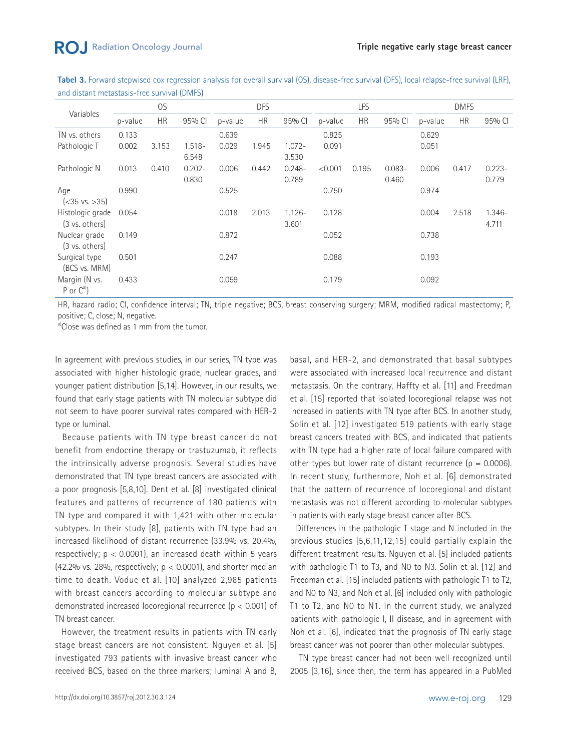**Tabel 3.** Forward stepwised cox regression analysis for overall survival (OS), disease-free survival (DFS), local relapse-free survival (LRF), and distant metastasis-free survival (DMFS)

| Variables | OS | | | DFS | | | LFS | | | DMFS | | |
|---|---|---|---|---|---|---|---|---|---|---|---|---|
| | p-value | HR | 95% CI | p-value | HR | 95% CI | p-value | HR | 95% CI | p-value | HR | 95% CI |
| TN vs. others | 0.133 | | | 0.639 | | | 0.825 | | | 0.629 | | |
| Pathologic T | 0.002 | 3.153 | 1.518-6.548 | 0.029 | 1.945 | 1.072-3.530 | 0.091 | | | 0.051 | | |
| Pathologic N | 0.013 | 0.410 | 0.202-0.830 | 0.006 | 0.442 | 0.248-0.789 | <0.001 | 0.195 | 0.083-0.460 | 0.006 | 0.417 | 0.223-0.779 |
| Age (<35 vs. >35) | 0.990 | | | 0.525 | | | 0.750 | | | 0.974 | | |
| Histologic grade (3 vs. others) | 0.054 | | | 0.018 | 2.013 | 1.126-3.601 | 0.128 | | | 0.004 | 2.518 | 1.346-4.711 |
| Nuclear grade (3 vs. others) | 0.149 | | | 0.872 | | | 0.052 | | | 0.738 | | |
| Surgical type (BCS vs. MRM) | 0.501 | | | 0.247 | | | 0.088 | | | 0.193 | | |
| Margin (N vs. P or C[a]) | 0.433 | | | 0.059 | | | 0.179 | | | 0.092 | | |

HR, hazard radio; CI, confidence interval; TN, triple negative; BCS, breast conserving surgery; MRM, modified radical mastectomy; P, positive; C, close; N, negative.
[a]Close was defined as 1 mm from the tumor.

In agreement with previous studies, in our series, TN type was associated with higher histologic grade, nuclear grades, and younger patient distribution [5,14]. However, in our results, we found that early stage patients with TN molecular subtype did not seem to have poorer survival rates compared with HER-2 type or luminal.

Because patients with TN type breast cancer do not benefit from endocrine therapy or trastuzumab, it reflects the intrinsically adverse prognosis. Several studies have demonstrated that TN type breast cancers are associated with a poor prognosis [5,8,10]. Dent et al. [8] investigated clinical features and patterns of recurrence of 180 patients with TN type and compared it with 1,421 with other molecular subtypes. In their study [8], patients with TN type had an increased likelihood of distant recurrence (33.9% vs. 20.4%, respectively; $p < 0.0001$), an increased death within 5 years (42.2% vs. 28%, respectively; $p < 0.0001$), and shorter median time to death. Voduc et al. [10] analyzed 2,985 patients with breast cancers according to molecular subtype and demonstrated increased locoregional recurrence ($p < 0.001$) of TN breast cancer.

However, the treatment results in patients with TN early stage breast cancers are not consistent. Nguyen et al. [5] investigated 793 patients with invasive breast cancer who received BCS, based on the three markers; luminal A and B, basal, and HER-2, and demonstrated that basal subtypes were associated with increased local recurrence and distant metastasis. On the contrary, Haffty et al. [11] and Freedman et al. [15] reported that isolated locoregional relapse was not increased in patients with TN type after BCS. In another study, Solin et al. [12] investigated 519 patients with early stage breast cancers treated with BCS, and indicated that patients with TN type had a higher rate of local failure compared with other types but lower rate of distant recurrence ($p = 0.0006$). In recent study, furthermore, Noh et al. [6] demonstrated that the pattern of recurrence of locoregional and distant metastasis was not different according to molecular subtypes in patients with early stage breast cancer after BCS.

Differences in the pathologic T stage and N included in the previous studies [5,6,11,12,15] could partially explain the different treatment results. Nguyen et al. [5] included patients with pathologic T1 to T3, and N0 to N3. Solin et al. [12] and Freedman et al. [15] included patients with pathologic T1 to T2, and N0 to N3, and Noh et al. [6] included only with pathologic T1 to T2, and N0 to N1. In the current study, we analyzed patients with pathologic I, II disease, and in agreement with Noh et al. [6], indicated that the prognosis of TN early stage breast cancer was not poorer than other molecular subtypes.

TN type breast cancer had not been well recognized until 2005 [3,16], since then, the term has appeared in a PubMed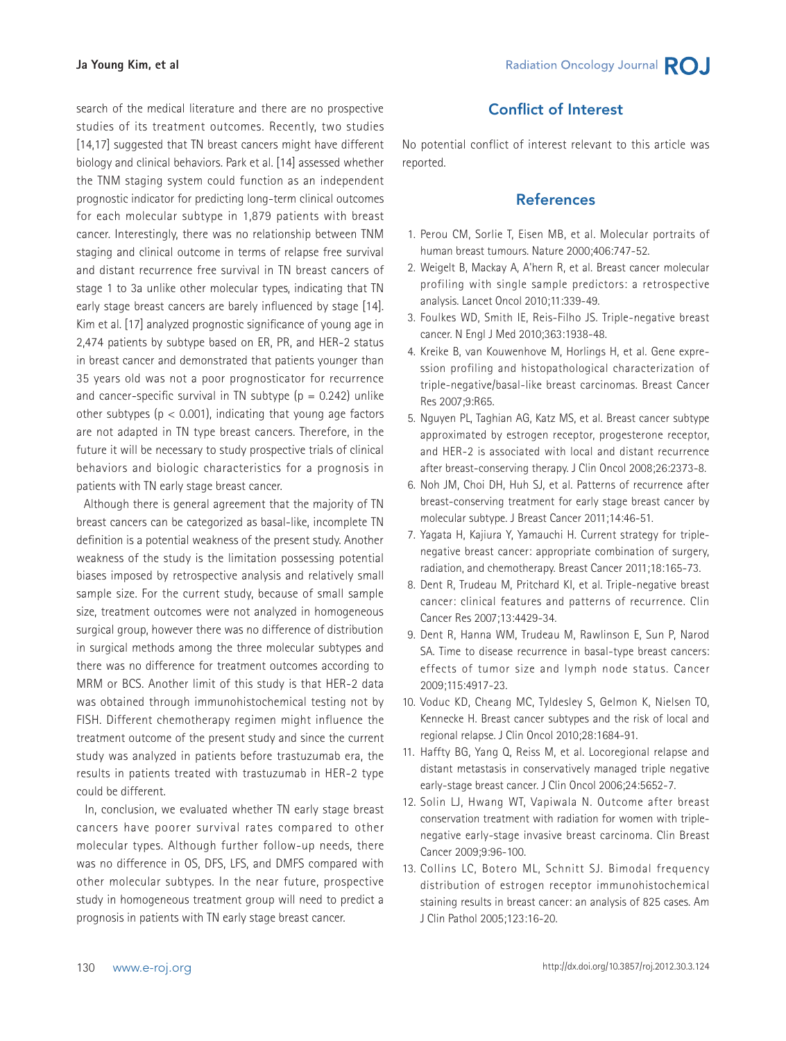search of the medical literature and there are no prospective studies of its treatment outcomes. Recently, two studies [14,17] suggested that TN breast cancers might have different biology and clinical behaviors. Park et al. [14] assessed whether the TNM staging system could function as an independent prognostic indicator for predicting long-term clinical outcomes for each molecular subtype in 1,879 patients with breast cancer. Interestingly, there was no relationship between TNM staging and clinical outcome in terms of relapse free survival and distant recurrence free survival in TN breast cancers of stage 1 to 3a unlike other molecular types, indicating that TN early stage breast cancers are barely influenced by stage [14]. Kim et al. [17] analyzed prognostic significance of young age in 2,474 patients by subtype based on ER, PR, and HER-2 status in breast cancer and demonstrated that patients younger than 35 years old was not a poor prognosticator for recurrence and cancer-specific survival in TN subtype ($p = 0.242$) unlike other subtypes ($p < 0.001$), indicating that young age factors are not adapted in TN type breast cancers. Therefore, in the future it will be necessary to study prospective trials of clinical behaviors and biologic characteristics for a prognosis in patients with TN early stage breast cancer.

Although there is general agreement that the majority of TN breast cancers can be categorized as basal-like, incomplete TN definition is a potential weakness of the present study. Another weakness of the study is the limitation possessing potential biases imposed by retrospective analysis and relatively small sample size. For the current study, because of small sample size, treatment outcomes were not analyzed in homogeneous surgical group, however there was no difference of distribution in surgical methods among the three molecular subtypes and there was no difference for treatment outcomes according to MRM or BCS. Another limit of this study is that HER-2 data was obtained through immunohistochemical testing not by FISH. Different chemotherapy regimen might influence the treatment outcome of the present study and since the current study was analyzed in patients before trastuzumab era, the results in patients treated with trastuzumab in HER-2 type could be different.

In, conclusion, we evaluated whether TN early stage breast cancers have poorer survival rates compared to other molecular types. Although further follow-up needs, there was no difference in OS, DFS, LFS, and DMFS compared with other molecular subtypes. In the near future, prospective study in homogeneous treatment group will need to predict a prognosis in patients with TN early stage breast cancer.

## Conflict of Interest

No potential conflict of interest relevant to this article was reported.

## References

1. Perou CM, Sorlie T, Eisen MB, et al. Molecular portraits of human breast tumours. Nature 2000;406:747-52.
2. Weigelt B, Mackay A, A'hern R, et al. Breast cancer molecular profiling with single sample predictors: a retrospective analysis. Lancet Oncol 2010;11:339-49.
3. Foulkes WD, Smith IE, Reis-Filho JS. Triple-negative breast cancer. N Engl J Med 2010;363:1938-48.
4. Kreike B, van Kouwenhove M, Horlings H, et al. Gene expression profiling and histopathological characterization of triple-negative/basal-like breast carcinomas. Breast Cancer Res 2007;9:R65.
5. Nguyen PL, Taghian AG, Katz MS, et al. Breast cancer subtype approximated by estrogen receptor, progesterone receptor, and HER-2 is associated with local and distant recurrence after breast-conserving therapy. J Clin Oncol 2008;26:2373-8.
6. Noh JM, Choi DH, Huh SJ, et al. Patterns of recurrence after breast-conserving treatment for early stage breast cancer by molecular subtype. J Breast Cancer 2011;14:46-51.
7. Yagata H, Kajiura Y, Yamauchi H. Current strategy for triple-negative breast cancer: appropriate combination of surgery, radiation, and chemotherapy. Breast Cancer 2011;18:165-73.
8. Dent R, Trudeau M, Pritchard KI, et al. Triple-negative breast cancer: clinical features and patterns of recurrence. Clin Cancer Res 2007;13:4429-34.
9. Dent R, Hanna WM, Trudeau M, Rawlinson E, Sun P, Narod SA. Time to disease recurrence in basal-type breast cancers: effects of tumor size and lymph node status. Cancer 2009;115:4917-23.
10. Voduc KD, Cheang MC, Tyldesley S, Gelmon K, Nielsen TO, Kennecke H. Breast cancer subtypes and the risk of local and regional relapse. J Clin Oncol 2010;28:1684-91.
11. Haffty BG, Yang Q, Reiss M, et al. Locoregional relapse and distant metastasis in conservatively managed triple negative early-stage breast cancer. J Clin Oncol 2006;24:5652-7.
12. Solin LJ, Hwang WT, Vapiwala N. Outcome after breast conservation treatment with radiation for women with triple-negative early-stage invasive breast carcinoma. Clin Breast Cancer 2009;9:96-100.
13. Collins LC, Botero ML, Schnitt SJ. Bimodal frequency distribution of estrogen receptor immunohistochemical staining results in breast cancer: an analysis of 825 cases. Am J Clin Pathol 2005;123:16-20.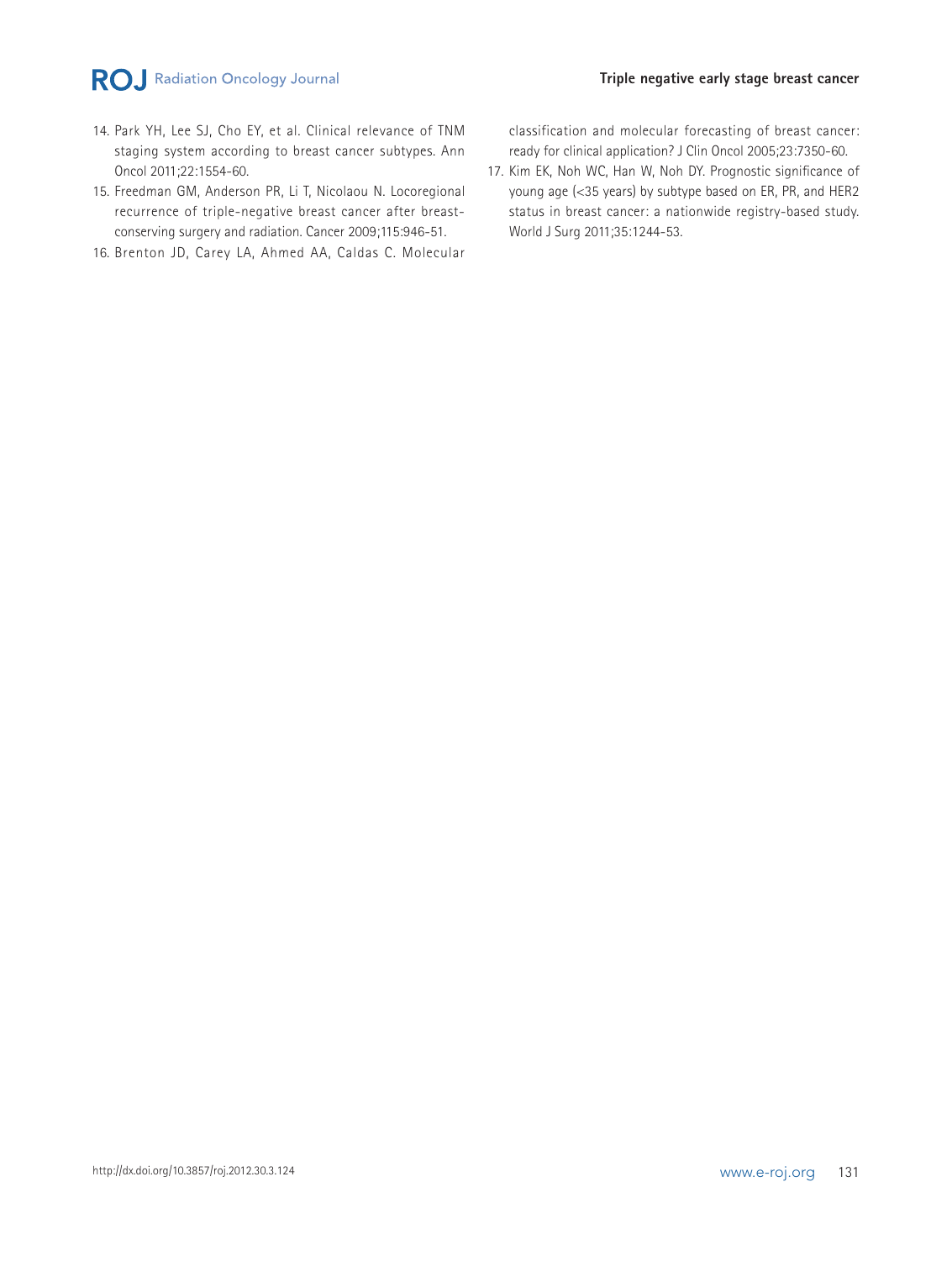14. Park YH, Lee SJ, Cho EY, et al. Clinical relevance of TNM staging system according to breast cancer subtypes. Ann Oncol 2011;22:1554-60.
15. Freedman GM, Anderson PR, Li T, Nicolaou N. Locoregional recurrence of triple-negative breast cancer after breast-conserving surgery and radiation. Cancer 2009;115:946-51.
16. Brenton JD, Carey LA, Ahmed AA, Caldas C. Molecular classification and molecular forecasting of breast cancer: ready for clinical application? J Clin Oncol 2005;23:7350-60.
17. Kim EK, Noh WC, Han W, Noh DY. Prognostic significance of young age (<35 years) by subtype based on ER, PR, and HER2 status in breast cancer: a nationwide registry-based study. World J Surg 2011;35:1244-53.